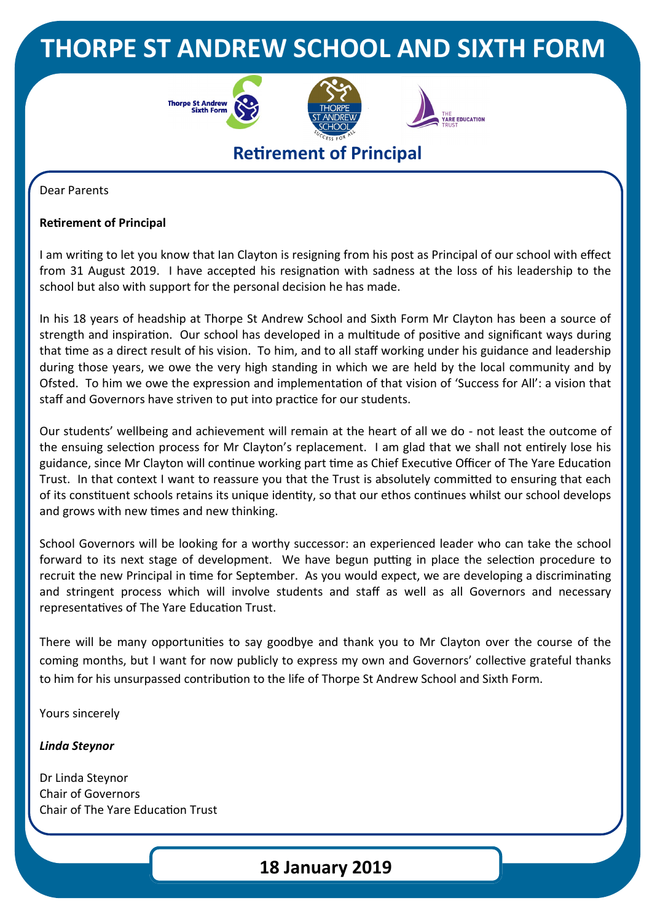# THORPE ST ANDREW SCHOOL AND SIXTH FORM

## Retirement of Principal

Dear Parents

**Retirement of Principal**

I am writing to let you know that Ian Clayton is resigning from his post as Principal of our school with effect from 31 August 2019. I have accepted his resignation with sadness at the loss of his leadership to the school but also with support for the personal decision he has made.

In his 18 years of headship at Thorpe St Andrew School and Sixth Form Mr Clayton has been a source of strength and inspiration. Our school has developed in a multitude of positive and significant ways during that time as a direct result of his vision. To him, and to all staff working under his guidance and leadership during those years, we owe the very high standing in which we are held by the local community and by Ofsted. To him we owe the expression and implementation of that vision of 'Success for All': a vision that staff and Governors have striven to put into practice for our students.

Our students' wellbeing and achievement will remain at the heart of all we do - not least the outcome of the ensuing selection process for Mr Clayton's replacement. I am glad that we shall not entirely lose his guidance, since Mr Clayton will continue working part time as Chief Executive Officer of The Yare Education Trust. In that context I want to reassure you that the Trust is absolutely committed to ensuring that each of its constituent schools retains its unique identity, so that our ethos continues whilst our school develops and grows with new times and new thinking.

School Governors will be looking for a worthy successor: an experienced leader who can take the school forward to its next stage of development. We have begun putting in place the selection procedure to recruit the new Principal in time for September. As you would expect, we are developing a discriminating and stringent process which will involve students and staff as well as all Governors and necessary representatives of The Yare Education Trust.

There will be many opportunities to say goodbye and thank you to Mr Clayton over the course of the coming months, but I want for now publicly to express my own and Governors' collective grateful thanks to him for his unsurpassed contribution to the life of Thorpe St Andrew School and Sixth Form.

Yours sincerely

***Linda Steynor***

Dr Linda Steynor
Chair of Governors
Chair of The Yare Education Trust

**18 January 2019**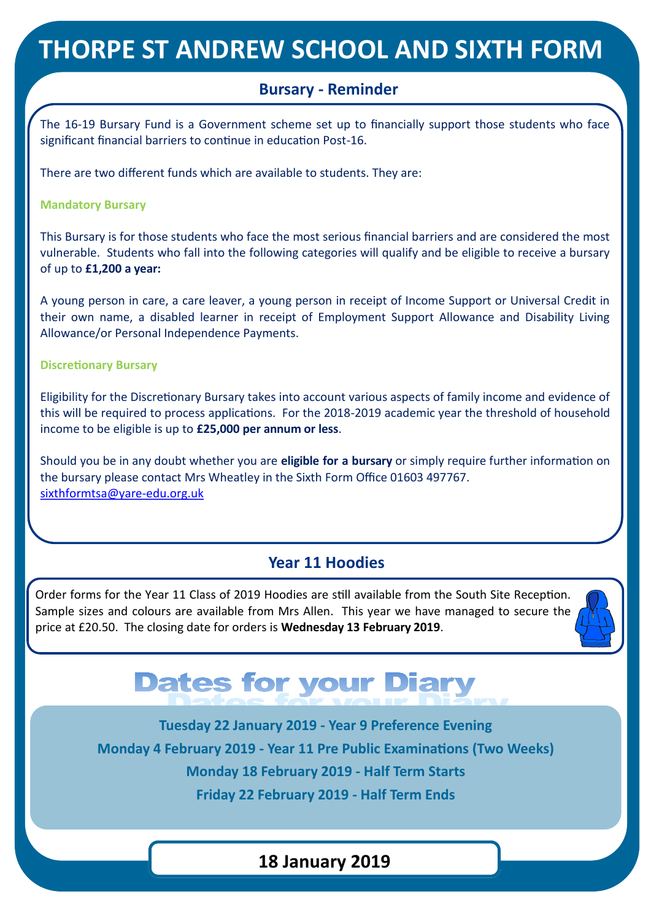# THORPE ST ANDREW SCHOOL AND SIXTH FORM

## Bursary - Reminder

The 16-19 Bursary Fund is a Government scheme set up to financially support those students who face significant financial barriers to continue in education Post-16.

There are two different funds which are available to students. They are:

### Mandatory Bursary

This Bursary is for those students who face the most serious financial barriers and are considered the most vulnerable. Students who fall into the following categories will qualify and be eligible to receive a bursary of up to **£1,200 a year:**

A young person in care, a care leaver, a young person in receipt of Income Support or Universal Credit in their own name, a disabled learner in receipt of Employment Support Allowance and Disability Living Allowance/or Personal Independence Payments.

### Discretionary Bursary

Eligibility for the Discretionary Bursary takes into account various aspects of family income and evidence of this will be required to process applications. For the 2018-2019 academic year the threshold of household income to be eligible is up to **£25,000 per annum or less**.

Should you be in any doubt whether you are **eligible for a bursary** or simply require further information on the bursary please contact Mrs Wheatley in the Sixth Form Office 01603 497767.
sixthformtsa@yare-edu.org.uk

## Year 11 Hoodies

Order forms for the Year 11 Class of 2019 Hoodies are still available from the South Site Reception. Sample sizes and colours are available from Mrs Allen. This year we have managed to secure the price at £20.50. The closing date for orders is **Wednesday 13 February 2019**.

## Dates for your Diary

**Tuesday 22 January 2019 - Year 9 Preference Evening**

**Monday 4 February 2019 - Year 11 Pre Public Examinations (Two Weeks)**

**Monday 18 February 2019 - Half Term Starts**

**Friday 22 February 2019 - Half Term Ends**

**18 January 2019**